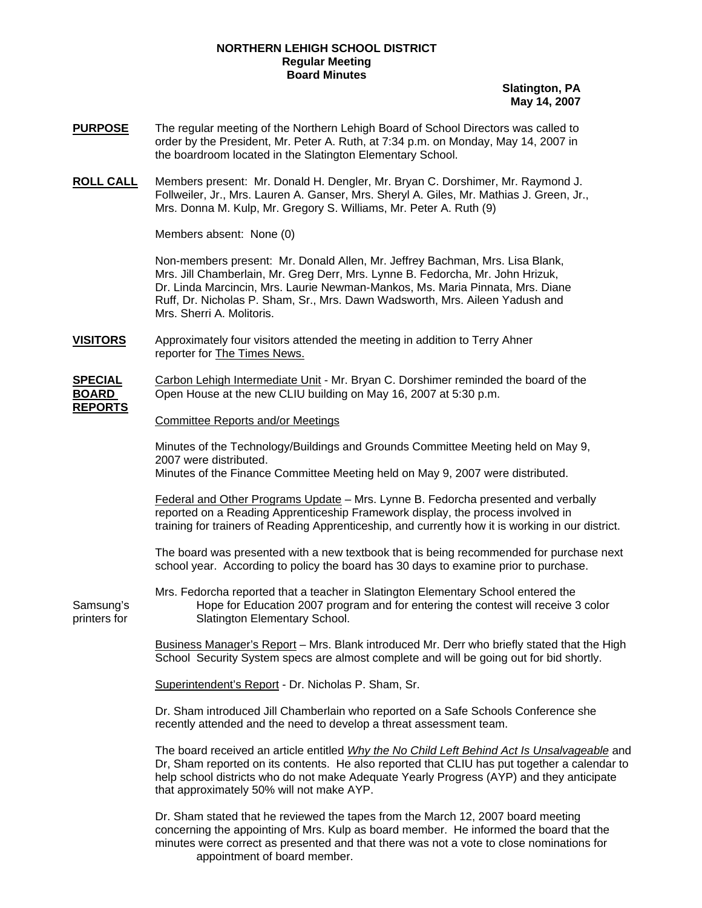**NORTHERN LEHIGH SCHOOL DISTRICT**
**Regular Meeting**
**Board Minutes**

**Slatington, PA**
**May 14, 2007**

**PURPOSE** The regular meeting of the Northern Lehigh Board of School Directors was called to order by the President, Mr. Peter A. Ruth, at 7:34 p.m. on Monday, May 14, 2007 in the boardroom located in the Slatington Elementary School.

**ROLL CALL** Members present: Mr. Donald H. Dengler, Mr. Bryan C. Dorshimer, Mr. Raymond J. Follweiler, Jr., Mrs. Lauren A. Ganser, Mrs. Sheryl A. Giles, Mr. Mathias J. Green, Jr., Mrs. Donna M. Kulp, Mr. Gregory S. Williams, Mr. Peter A. Ruth (9)

Members absent: None (0)

Non-members present: Mr. Donald Allen, Mr. Jeffrey Bachman, Mrs. Lisa Blank, Mrs. Jill Chamberlain, Mr. Greg Derr, Mrs. Lynne B. Fedorcha, Mr. John Hrizuk, Dr. Linda Marcincin, Mrs. Laurie Newman-Mankos, Ms. Maria Pinnata, Mrs. Diane Ruff, Dr. Nicholas P. Sham, Sr., Mrs. Dawn Wadsworth, Mrs. Aileen Yadush and Mrs. Sherri A. Molitoris.

**VISITORS** Approximately four visitors attended the meeting in addition to Terry Ahner reporter for The Times News.

**SPECIAL BOARD REPORTS** Carbon Lehigh Intermediate Unit - Mr. Bryan C. Dorshimer reminded the board of the Open House at the new CLIU building on May 16, 2007 at 5:30 p.m.

Committee Reports and/or Meetings

Minutes of the Technology/Buildings and Grounds Committee Meeting held on May 9, 2007 were distributed.
Minutes of the Finance Committee Meeting held on May 9, 2007 were distributed.

Federal and Other Programs Update – Mrs. Lynne B. Fedorcha presented and verbally reported on a Reading Apprenticeship Framework display, the process involved in training for trainers of Reading Apprenticeship, and currently how it is working in our district.

The board was presented with a new textbook that is being recommended for purchase next school year. According to policy the board has 30 days to examine prior to purchase.

Mrs. Fedorcha reported that a teacher in Slatington Elementary School entered the Samsung's Hope for Education 2007 program and for entering the contest will receive 3 color printers for Slatington Elementary School.

Business Manager's Report – Mrs. Blank introduced Mr. Derr who briefly stated that the High School Security System specs are almost complete and will be going out for bid shortly.

Superintendent's Report - Dr. Nicholas P. Sham, Sr.

Dr. Sham introduced Jill Chamberlain who reported on a Safe Schools Conference she recently attended and the need to develop a threat assessment team.

The board received an article entitled *Why the No Child Left Behind Act Is Unsalvageable* and Dr, Sham reported on its contents. He also reported that CLIU has put together a calendar to help school districts who do not make Adequate Yearly Progress (AYP) and they anticipate that approximately 50% will not make AYP.

Dr. Sham stated that he reviewed the tapes from the March 12, 2007 board meeting concerning the appointing of Mrs. Kulp as board member. He informed the board that the minutes were correct as presented and that there was not a vote to close nominations for appointment of board member.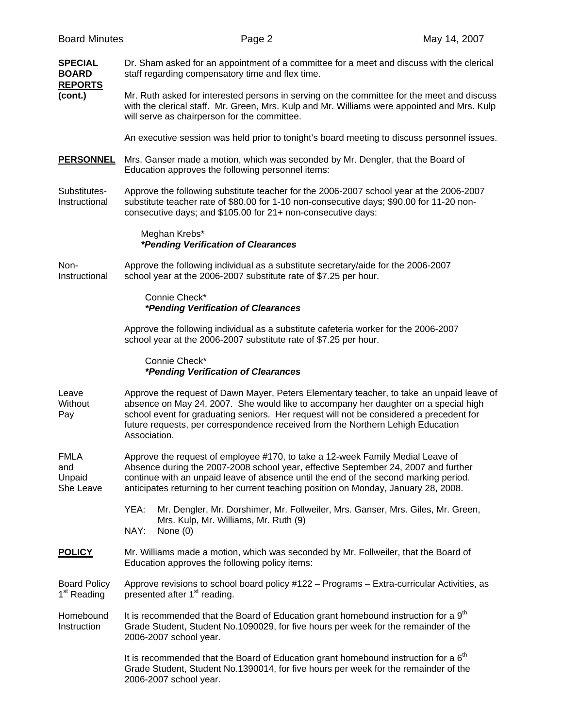**SPECIAL BOARD REPORTS (cont.)**

Dr. Sham asked for an appointment of a committee for a meet and discuss with the clerical staff regarding compensatory time and flex time.

Mr. Ruth asked for interested persons in serving on the committee for the meet and discuss with the clerical staff. Mr. Green, Mrs. Kulp and Mr. Williams were appointed and Mrs. Kulp will serve as chairperson for the committee.

An executive session was held prior to tonight's board meeting to discuss personnel issues.

**PERSONNEL**

Mrs. Ganser made a motion, which was seconded by Mr. Dengler, that the Board of Education approves the following personnel items:

Substitutes- Instructional

Approve the following substitute teacher for the 2006-2007 school year at the 2006-2007 substitute teacher rate of $80.00 for 1-10 non-consecutive days; $90.00 for 11-20 non-consecutive days; and $105.00 for 21+ non-consecutive days:

Meghan Krebs*
***Pending Verification of Clearances***

Non-Instructional

Approve the following individual as a substitute secretary/aide for the 2006-2007 school year at the 2006-2007 substitute rate of $7.25 per hour.

Connie Check*
***Pending Verification of Clearances***

Approve the following individual as a substitute cafeteria worker for the 2006-2007 school year at the 2006-2007 substitute rate of $7.25 per hour.

Connie Check*
***Pending Verification of Clearances***

Leave Without Pay

Approve the request of Dawn Mayer, Peters Elementary teacher, to take an unpaid leave of absence on May 24, 2007. She would like to accompany her daughter on a special high school event for graduating seniors. Her request will not be considered a precedent for future requests, per correspondence received from the Northern Lehigh Education Association.

FMLA and Unpaid She Leave

Approve the request of employee #170, to take a 12-week Family Medial Leave of Absence during the 2007-2008 school year, effective September 24, 2007 and further continue with an unpaid leave of absence until the end of the second marking period. anticipates returning to her current teaching position on Monday, January 28, 2008.

YEA: Mr. Dengler, Mr. Dorshimer, Mr. Follweiler, Mrs. Ganser, Mrs. Giles, Mr. Green, Mrs. Kulp, Mr. Williams, Mr. Ruth (9)
NAY: None (0)

**POLICY**

Mr. Williams made a motion, which was seconded by Mr. Follweiler, that the Board of Education approves the following policy items:

Board Policy 1st Reading

Approve revisions to school board policy #122 – Programs – Extra-curricular Activities, as presented after 1st reading.

Homebound Instruction

It is recommended that the Board of Education grant homebound instruction for a 9th Grade Student, Student No.1090029, for five hours per week for the remainder of the 2006-2007 school year.

It is recommended that the Board of Education grant homebound instruction for a 6th Grade Student, Student No.1390014, for five hours per week for the remainder of the 2006-2007 school year.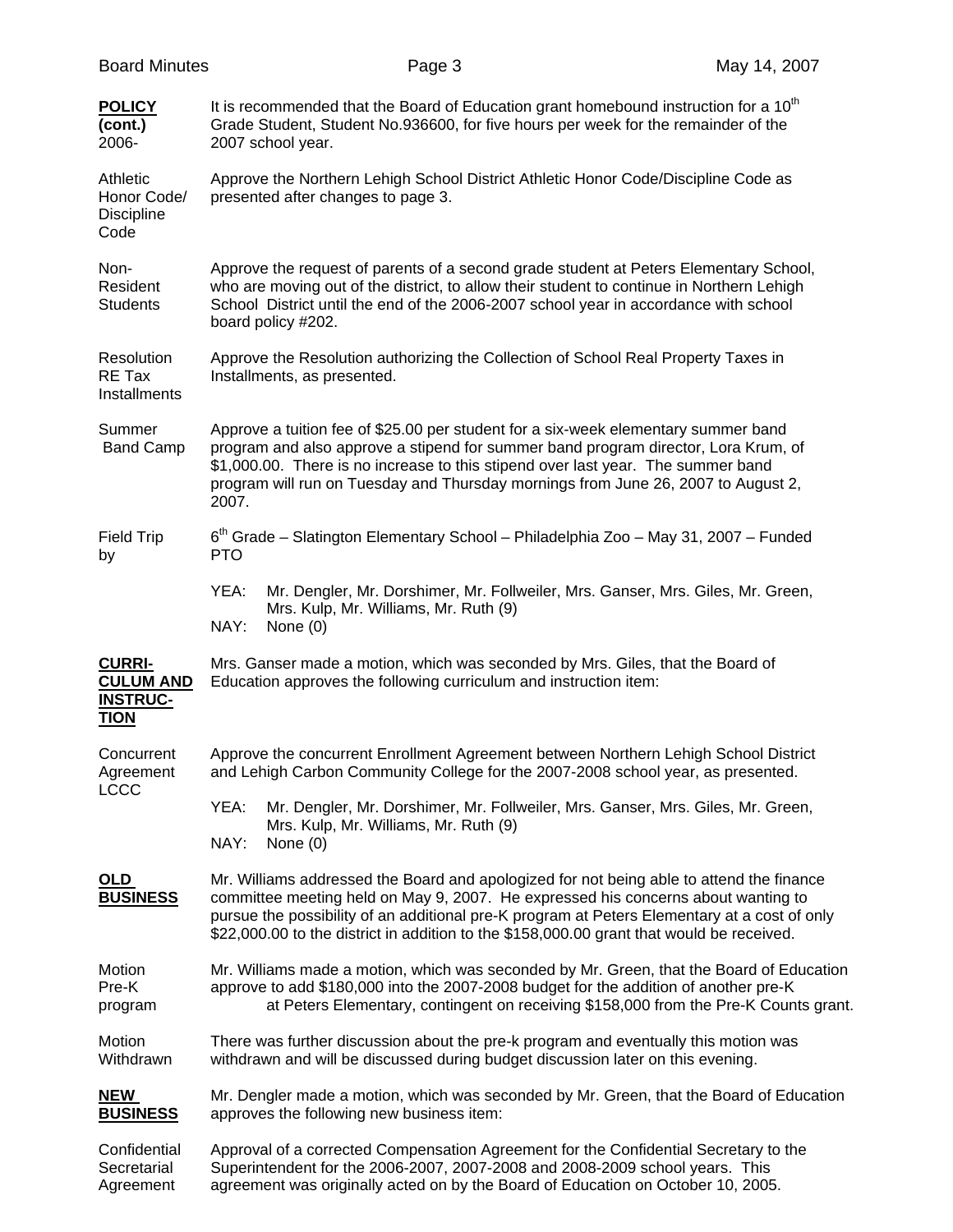**POLICY (cont.)** 2006-

It is recommended that the Board of Education grant homebound instruction for a 10th Grade Student, Student No.936600, for five hours per week for the remainder of the 2007 school year.

Athletic Honor Code/ Discipline Code

Approve the Northern Lehigh School District Athletic Honor Code/Discipline Code as presented after changes to page 3.

Non-Resident Students

Approve the request of parents of a second grade student at Peters Elementary School, who are moving out of the district, to allow their student to continue in Northern Lehigh School District until the end of the 2006-2007 school year in accordance with school board policy #202.

Resolution RE Tax Installments

Approve the Resolution authorizing the Collection of School Real Property Taxes in Installments, as presented.

Summer Band Camp

Approve a tuition fee of $25.00 per student for a six-week elementary summer band program and also approve a stipend for summer band program director, Lora Krum, of $1,000.00. There is no increase to this stipend over last year. The summer band program will run on Tuesday and Thursday mornings from June 26, 2007 to August 2, 2007.

Field Trip by

6th Grade – Slatington Elementary School – Philadelphia Zoo – May 31, 2007 – Funded PTO

YEA: Mr. Dengler, Mr. Dorshimer, Mr. Follweiler, Mrs. Ganser, Mrs. Giles, Mr. Green, Mrs. Kulp, Mr. Williams, Mr. Ruth (9)
NAY: None (0)

**CURRICULUM AND INSTRUCTION**

Mrs. Ganser made a motion, which was seconded by Mrs. Giles, that the Board of Education approves the following curriculum and instruction item:

Concurrent Agreement LCCC

Approve the concurrent Enrollment Agreement between Northern Lehigh School District and Lehigh Carbon Community College for the 2007-2008 school year, as presented.

YEA: Mr. Dengler, Mr. Dorshimer, Mr. Follweiler, Mrs. Ganser, Mrs. Giles, Mr. Green, Mrs. Kulp, Mr. Williams, Mr. Ruth (9)
NAY: None (0)

**OLD BUSINESS**

Mr. Williams addressed the Board and apologized for not being able to attend the finance committee meeting held on May 9, 2007. He expressed his concerns about wanting to pursue the possibility of an additional pre-K program at Peters Elementary at a cost of only $22,000.00 to the district in addition to the $158,000.00 grant that would be received.

Motion Pre-K program

Mr. Williams made a motion, which was seconded by Mr. Green, that the Board of Education approve to add $180,000 into the 2007-2008 budget for the addition of another pre-K at Peters Elementary, contingent on receiving $158,000 from the Pre-K Counts grant.

Motion Withdrawn

There was further discussion about the pre-k program and eventually this motion was withdrawn and will be discussed during budget discussion later on this evening.

**NEW BUSINESS**

Mr. Dengler made a motion, which was seconded by Mr. Green, that the Board of Education approves the following new business item:

Confidential Secretarial Agreement

Approval of a corrected Compensation Agreement for the Confidential Secretary to the Superintendent for the 2006-2007, 2007-2008 and 2008-2009 school years. This agreement was originally acted on by the Board of Education on October 10, 2005.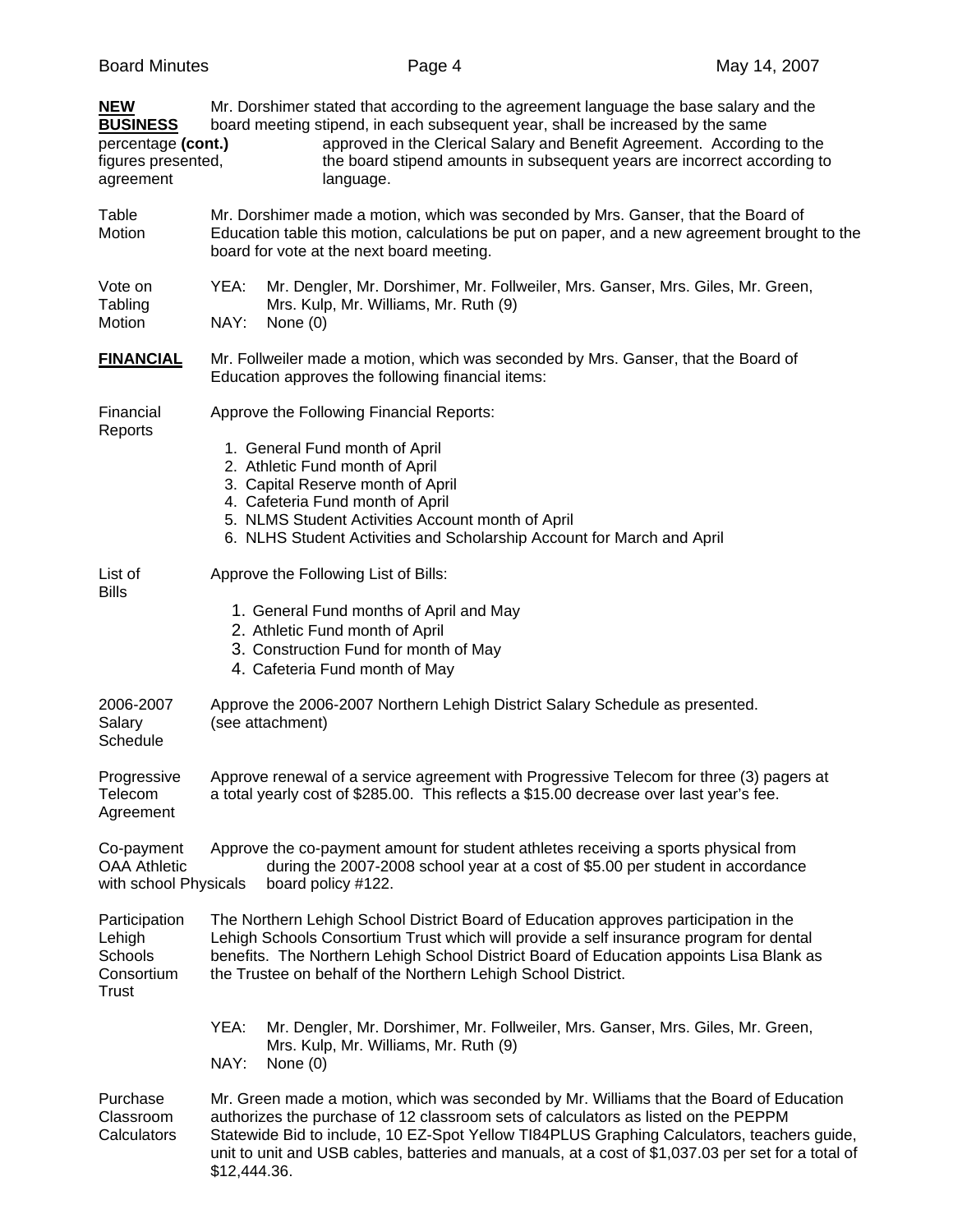**NEW BUSINESS** (cont.)

Mr. Dorshimer stated that according to the agreement language the base salary and the board meeting stipend, in each subsequent year, shall be increased by the same percentage approved in the Clerical Salary and Benefit Agreement. According to the figures presented, the board stipend amounts in subsequent years are incorrect according to agreement language.

**Table Motion**

Mr. Dorshimer made a motion, which was seconded by Mrs. Ganser, that the Board of Education table this motion, calculations be put on paper, and a new agreement brought to the board for vote at the next board meeting.

**Vote on Tabling Motion**

YEA: Mr. Dengler, Mr. Dorshimer, Mr. Follweiler, Mrs. Ganser, Mrs. Giles, Mr. Green, Mrs. Kulp, Mr. Williams, Mr. Ruth (9)
NAY: None (0)

**FINANCIAL**

Mr. Follweiler made a motion, which was seconded by Mrs. Ganser, that the Board of Education approves the following financial items:

**Financial Reports**

Approve the Following Financial Reports:

1. General Fund month of April
2. Athletic Fund month of April
3. Capital Reserve month of April
4. Cafeteria Fund month of April
5. NLMS Student Activities Account month of April
6. NLHS Student Activities and Scholarship Account for March and April

**List of Bills**

Approve the Following List of Bills:

1. General Fund months of April and May
2. Athletic Fund month of April
3. Construction Fund for month of May
4. Cafeteria Fund month of May

**2006-2007 Salary Schedule**

Approve the 2006-2007 Northern Lehigh District Salary Schedule as presented. (see attachment)

**Progressive Telecom Agreement**

Approve renewal of a service agreement with Progressive Telecom for three (3) pagers at a total yearly cost of $285.00. This reflects a $15.00 decrease over last year's fee.

**Co-payment OAA Athletic with school Physicals**

Approve the co-payment amount for student athletes receiving a sports physical from during the 2007-2008 school year at a cost of $5.00 per student in accordance board policy #122.

**Participation Lehigh Schools Consortium Trust**

The Northern Lehigh School District Board of Education approves participation in the Lehigh Schools Consortium Trust which will provide a self insurance program for dental benefits. The Northern Lehigh School District Board of Education appoints Lisa Blank as the Trustee on behalf of the Northern Lehigh School District.

YEA: Mr. Dengler, Mr. Dorshimer, Mr. Follweiler, Mrs. Ganser, Mrs. Giles, Mr. Green, Mrs. Kulp, Mr. Williams, Mr. Ruth (9)
NAY: None (0)

**Purchase Classroom Calculators**

Mr. Green made a motion, which was seconded by Mr. Williams that the Board of Education authorizes the purchase of 12 classroom sets of calculators as listed on the PEPPM Statewide Bid to include, 10 EZ-Spot Yellow TI84PLUS Graphing Calculators, teachers guide, unit to unit and USB cables, batteries and manuals, at a cost of $1,037.03 per set for a total of $12,444.36.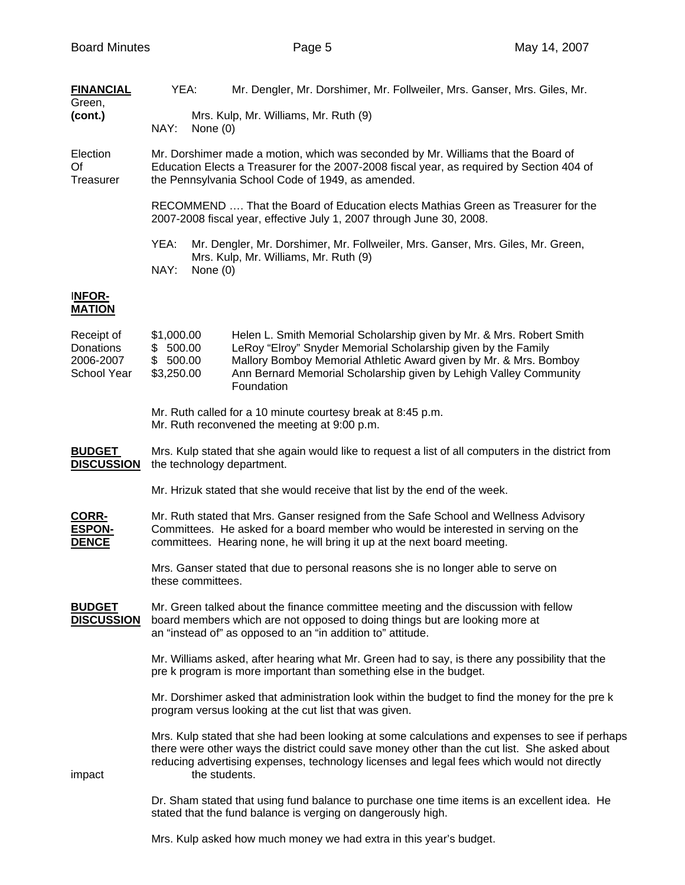**FINANCIAL (cont.)**

YEA: Mr. Dengler, Mr. Dorshimer, Mr. Follweiler, Mrs. Ganser, Mrs. Giles, Mr. Green, Mrs. Kulp, Mr. Williams, Mr. Ruth (9)
NAY: None (0)

**Election Of Treasurer**

Mr. Dorshimer made a motion, which was seconded by Mr. Williams that the Board of Education Elects a Treasurer for the 2007-2008 fiscal year, as required by Section 404 of the Pennsylvania School Code of 1949, as amended.

RECOMMEND …. That the Board of Education elects Mathias Green as Treasurer for the 2007-2008 fiscal year, effective July 1, 2007 through June 30, 2008.

YEA: Mr. Dengler, Mr. Dorshimer, Mr. Follweiler, Mrs. Ganser, Mrs. Giles, Mr. Green, Mrs. Kulp, Mr. Williams, Mr. Ruth (9)
NAY: None (0)

**INFOR-MATION**

**Receipt of Donations 2006-2007 School Year**

| Amount | Description |
|---|---|
| $1,000.00 | Helen L. Smith Memorial Scholarship given by Mr. & Mrs. Robert Smith |
| $ 500.00 | LeRoy "Elroy" Snyder Memorial Scholarship given by the Family |
| $ 500.00 | Mallory Bomboy Memorial Athletic Award given by Mr. & Mrs. Bomboy |
| $3,250.00 | Ann Bernard Memorial Scholarship given by Lehigh Valley Community Foundation |

Mr. Ruth called for a 10 minute courtesy break at 8:45 p.m.
Mr. Ruth reconvened the meeting at 9:00 p.m.

**BUDGET DISCUSSION**

Mrs. Kulp stated that she again would like to request a list of all computers in the district from the technology department.

Mr. Hrizuk stated that she would receive that list by the end of the week.

**CORR-ESPON-DENCE**

Mr. Ruth stated that Mrs. Ganser resigned from the Safe School and Wellness Advisory Committees. He asked for a board member who would be interested in serving on the committees. Hearing none, he will bring it up at the next board meeting.

Mrs. Ganser stated that due to personal reasons she is no longer able to serve on these committees.

**BUDGET DISCUSSION**

Mr. Green talked about the finance committee meeting and the discussion with fellow board members which are not opposed to doing things but are looking more at an "instead of" as opposed to an "in addition to" attitude.

Mr. Williams asked, after hearing what Mr. Green had to say, is there any possibility that the pre k program is more important than something else in the budget.

Mr. Dorshimer asked that administration look within the budget to find the money for the pre k program versus looking at the cut list that was given.

Mrs. Kulp stated that she had been looking at some calculations and expenses to see if perhaps there were other ways the district could save money other than the cut list. She asked about reducing advertising expenses, technology licenses and legal fees which would not directly impact the students.

Dr. Sham stated that using fund balance to purchase one time items is an excellent idea. He stated that the fund balance is verging on dangerously high.

Mrs. Kulp asked how much money we had extra in this year's budget.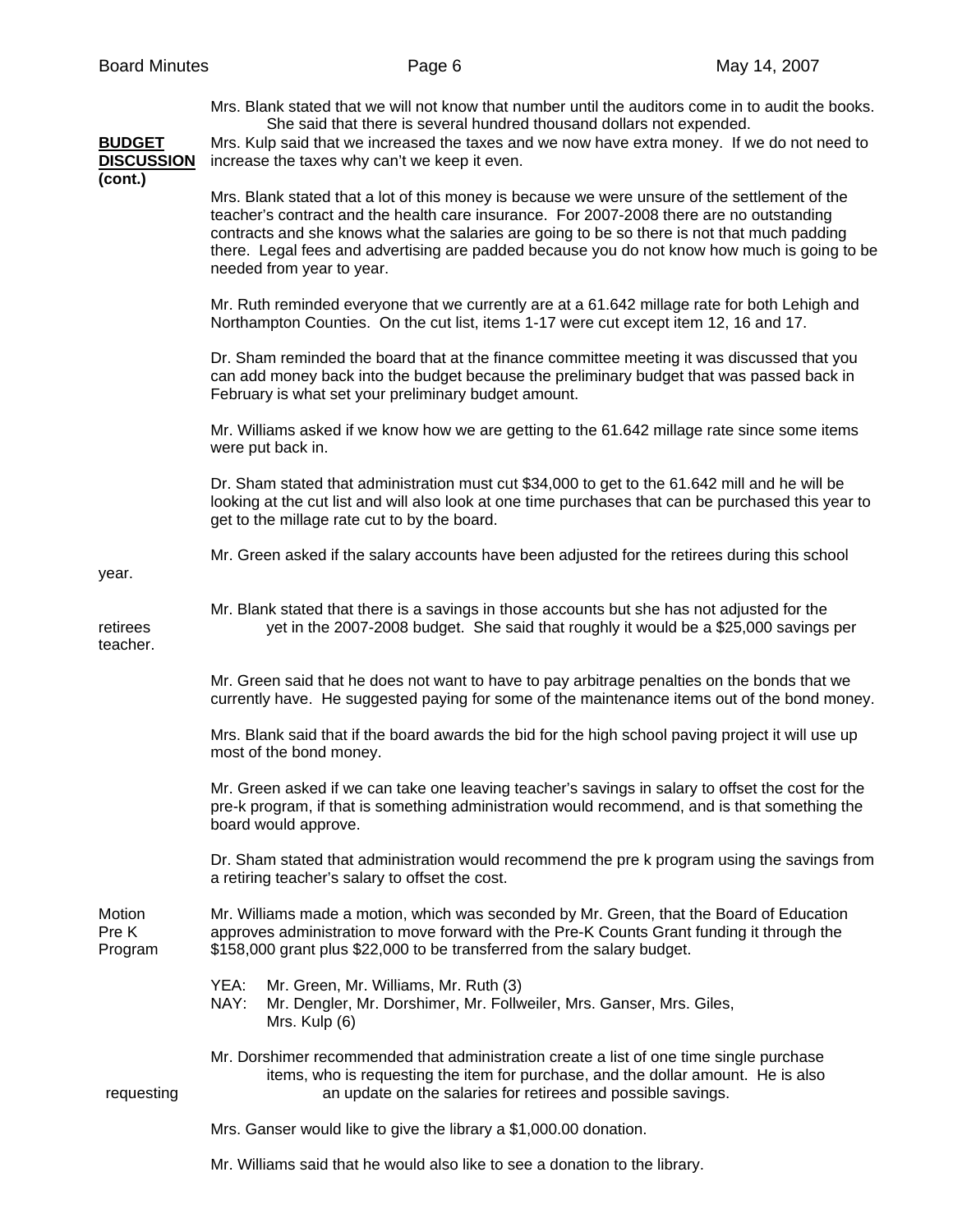Mrs. Blank stated that we will not know that number until the auditors come in to audit the books. She said that there is several hundred thousand dollars not expended.

**BUDGET DISCUSSION (cont.)**

Mrs. Kulp said that we increased the taxes and we now have extra money. If we do not need to increase the taxes why can't we keep it even.

Mrs. Blank stated that a lot of this money is because we were unsure of the settlement of the teacher's contract and the health care insurance. For 2007-2008 there are no outstanding contracts and she knows what the salaries are going to be so there is not that much padding there. Legal fees and advertising are padded because you do not know how much is going to be needed from year to year.

Mr. Ruth reminded everyone that we currently are at a 61.642 millage rate for both Lehigh and Northampton Counties. On the cut list, items 1-17 were cut except item 12, 16 and 17.

Dr. Sham reminded the board that at the finance committee meeting it was discussed that you can add money back into the budget because the preliminary budget that was passed back in February is what set your preliminary budget amount.

Mr. Williams asked if we know how we are getting to the 61.642 millage rate since some items were put back in.

Dr. Sham stated that administration must cut $34,000 to get to the 61.642 mill and he will be looking at the cut list and will also look at one time purchases that can be purchased this year to get to the millage rate cut to by the board.

Mr. Green asked if the salary accounts have been adjusted for the retirees during this school year.

Mr. Blank stated that there is a savings in those accounts but she has not adjusted for the retirees yet in the 2007-2008 budget. She said that roughly it would be a $25,000 savings per teacher.

Mr. Green said that he does not want to have to pay arbitrage penalties on the bonds that we currently have. He suggested paying for some of the maintenance items out of the bond money.

Mrs. Blank said that if the board awards the bid for the high school paving project it will use up most of the bond money.

Mr. Green asked if we can take one leaving teacher's savings in salary to offset the cost for the pre-k program, if that is something administration would recommend, and is that something the board would approve.

Dr. Sham stated that administration would recommend the pre k program using the savings from a retiring teacher's salary to offset the cost.

**Motion Pre K Program**

Mr. Williams made a motion, which was seconded by Mr. Green, that the Board of Education approves administration to move forward with the Pre-K Counts Grant funding it through the $158,000 grant plus $22,000 to be transferred from the salary budget.

YEA: Mr. Green, Mr. Williams, Mr. Ruth (3)
NAY: Mr. Dengler, Mr. Dorshimer, Mr. Follweiler, Mrs. Ganser, Mrs. Giles, Mrs. Kulp (6)

Mr. Dorshimer recommended that administration create a list of one time single purchase items, who is requesting the item for purchase, and the dollar amount. He is also requesting an update on the salaries for retirees and possible savings.

Mrs. Ganser would like to give the library a $1,000.00 donation.

Mr. Williams said that he would also like to see a donation to the library.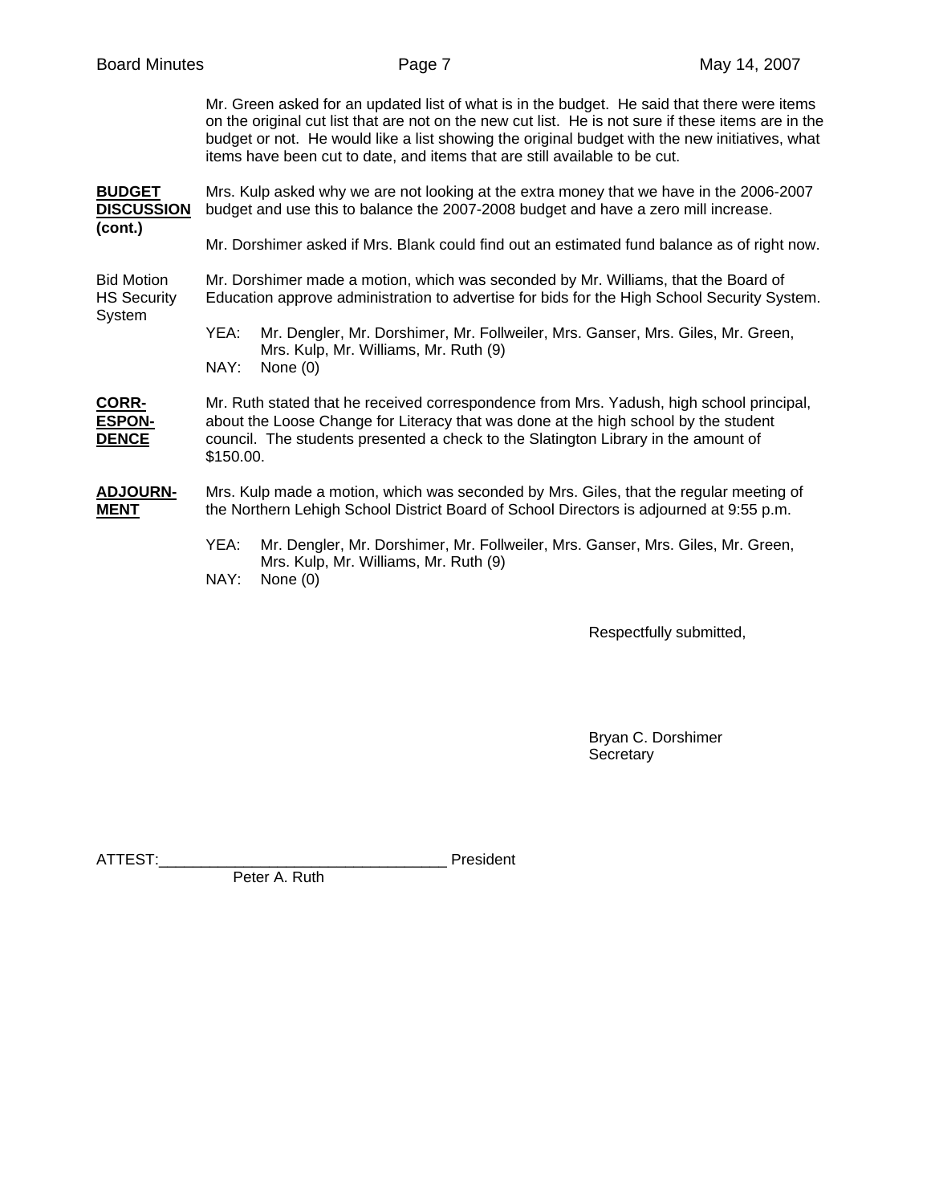Mr. Green asked for an updated list of what is in the budget. He said that there were items on the original cut list that are not on the new cut list. He is not sure if these items are in the budget or not. He would like a list showing the original budget with the new initiatives, what items have been cut to date, and items that are still available to be cut.

**BUDGET DISCUSSION (cont.)**

Mrs. Kulp asked why we are not looking at the extra money that we have in the 2006-2007 budget and use this to balance the 2007-2008 budget and have a zero mill increase.

Mr. Dorshimer asked if Mrs. Blank could find out an estimated fund balance as of right now.

Bid Motion HS Security System

Mr. Dorshimer made a motion, which was seconded by Mr. Williams, that the Board of Education approve administration to advertise for bids for the High School Security System.

YEA: Mr. Dengler, Mr. Dorshimer, Mr. Follweiler, Mrs. Ganser, Mrs. Giles, Mr. Green, Mrs. Kulp, Mr. Williams, Mr. Ruth (9)
NAY: None (0)

**CORRESPONDENCE**

Mr. Ruth stated that he received correspondence from Mrs. Yadush, high school principal, about the Loose Change for Literacy that was done at the high school by the student council. The students presented a check to the Slatington Library in the amount of $150.00.

**ADJOURNMENT**

Mrs. Kulp made a motion, which was seconded by Mrs. Giles, that the regular meeting of the Northern Lehigh School District Board of School Directors is adjourned at 9:55 p.m.

YEA: Mr. Dengler, Mr. Dorshimer, Mr. Follweiler, Mrs. Ganser, Mrs. Giles, Mr. Green, Mrs. Kulp, Mr. Williams, Mr. Ruth (9)
NAY: None (0)

Respectfully submitted,

Bryan C. Dorshimer
Secretary

ATTEST:_________________________________ President
Peter A. Ruth